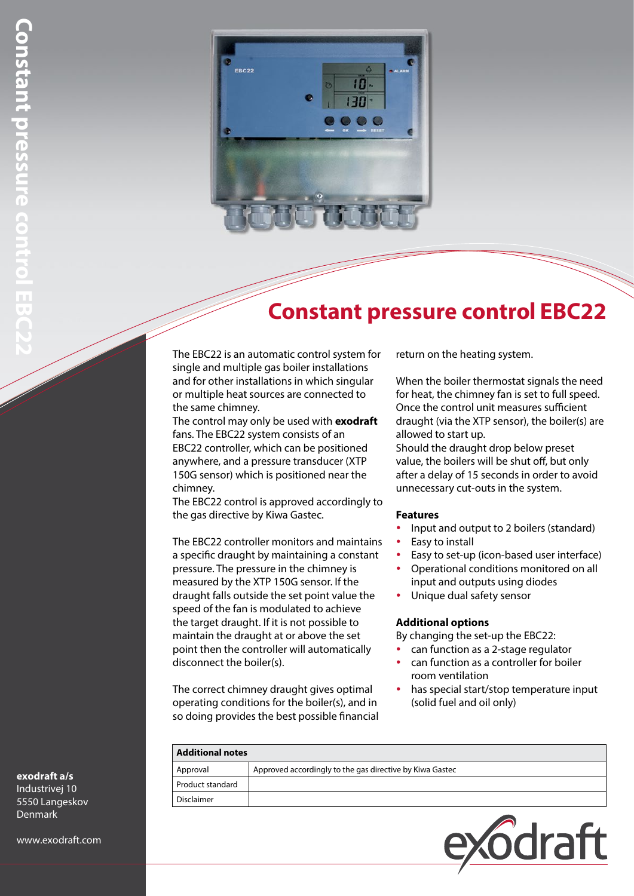# Constant pressure control EBC22

The EBC22 is an automatic control system for single and multiple gas boiler installations and for other installations in which singular or multiple heat sources are connected to the same chimney.

The control may only be used with **exodraft** fans. The EBC22 system consists of an EBC22 controller, which can be positioned anywhere, and a pressure transducer (XTP 150G sensor) which is positioned near the chimney.

The EBC22 control is approved accordingly to the gas directive by Kiwa Gastec.

The EBC22 controller monitors and maintains a specific draught by maintaining a constant pressure. The pressure in the chimney is measured by the XTP 150G sensor. If the draught falls outside the set point value the speed of the fan is modulated to achieve the target draught. If it is not possible to maintain the draught at or above the set point then the controller will automatically disconnect the boiler(s).

The correct chimney draught gives optimal operating conditions for the boiler(s), and in so doing provides the best possible financial return on the heating system.

When the boiler thermostat signals the need for heat, the chimney fan is set to full speed. Once the control unit measures sufficient draught (via the XTP sensor), the boiler(s) are allowed to start up.

Should the draught drop below preset value, the boilers will be shut off, but only after a delay of 15 seconds in order to avoid unnecessary cut-outs in the system.

### Features

- Input and output to 2 boilers (standard)
- Easy to install
- Easy to set-up (icon-based user interface)
- Operational conditions monitored on all input and outputs using diodes
- Unique dual safety sensor

### Additional options

By changing the set-up the EBC22:

- can function as a 2-stage regulator
- can function as a controller for boiler room ventilation
- has special start/stop temperature input (solid fuel and oil only)

| Additional notes | |
|---|---|
| Approval | Approved accordingly to the gas directive by Kiwa Gastec |
| Product standard | |
| Disclaimer | |

**exodraft a/s**
Industrivej 10
5550 Langeskov
Denmark

www.exodraft.com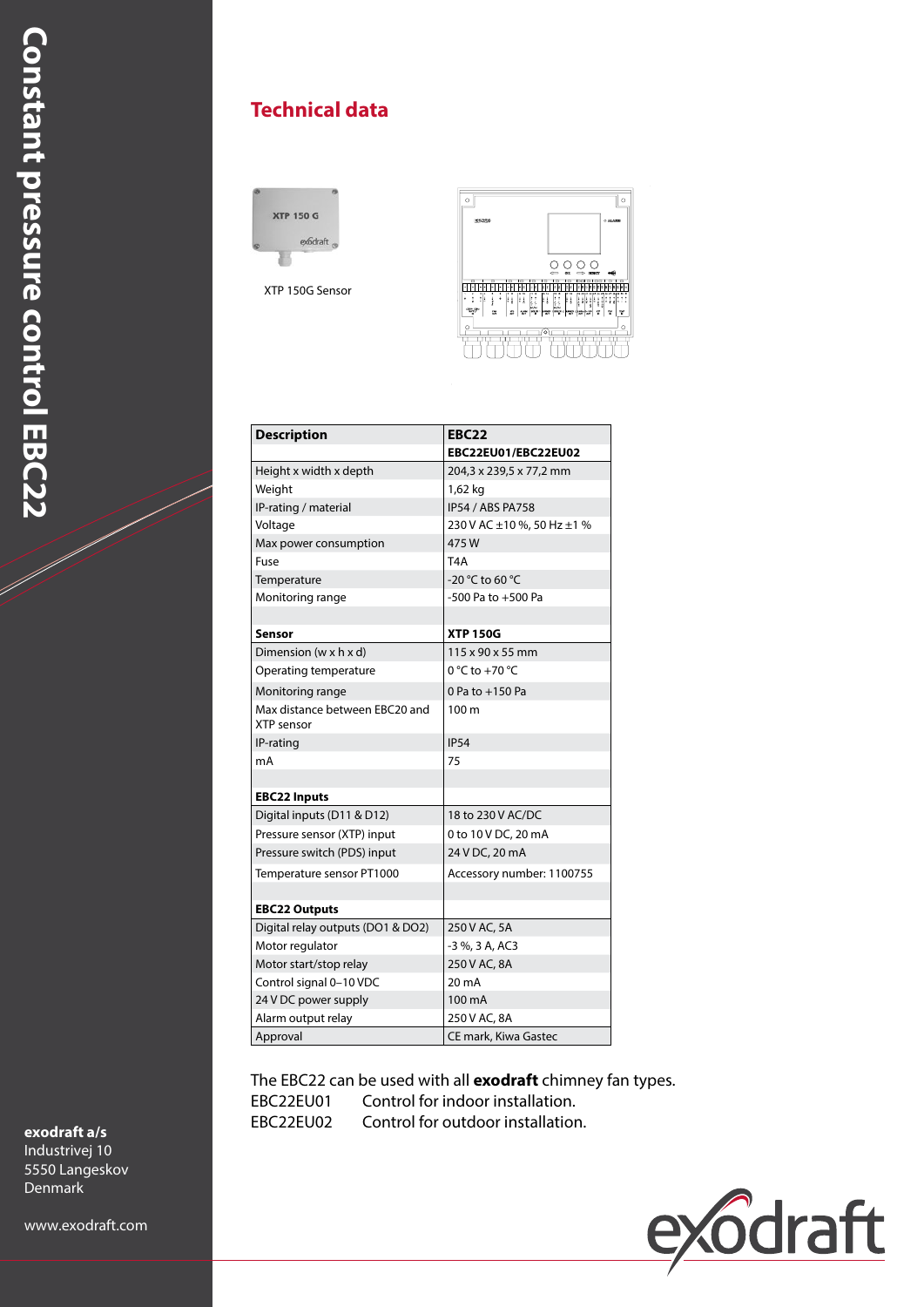# Technical data

XTP 150G Sensor

| Description | EBC22 |
|---|---|
| | EBC22EU01/EBC22EU02 |
| Height x width x depth | 204,3 x 239,5 x 77,2 mm |
| Weight | 1,62 kg |
| IP-rating / material | IP54 / ABS PA758 |
| Voltage | 230 V AC ±10 %, 50 Hz ±1 % |
| Max power consumption | 475 W |
| Fuse | T4A |
| Temperature | -20 °C to 60 °C |
| Monitoring range | -500 Pa to +500 Pa |
| | |
| **Sensor** | **XTP 150G** |
| Dimension (w x h x d) | 115 x 90 x 55 mm |
| Operating temperature | 0 °C to +70 °C |
| Monitoring range | 0 Pa to +150 Pa |
| Max distance between EBC20 and XTP sensor | 100 m |
| IP-rating | IP54 |
| mA | 75 |
| | |
| **EBC22 Inputs** | |
| Digital inputs (D11 & D12) | 18 to 230 V AC/DC |
| Pressure sensor (XTP) input | 0 to 10 V DC, 20 mA |
| Pressure switch (PDS) input | 24 V DC, 20 mA |
| Temperature sensor PT1000 | Accessory number: 1100755 |
| | |
| **EBC22 Outputs** | |
| Digital relay outputs (DO1 & DO2) | 250 V AC, 5A |
| Motor regulator | -3 %, 3 A, AC3 |
| Motor start/stop relay | 250 V AC, 8A |
| Control signal 0–10 VDC | 20 mA |
| 24 V DC power supply | 100 mA |
| Alarm output relay | 250 V AC, 8A |
| Approval | CE mark, Kiwa Gastec |

The EBC22 can be used with all **exodraft** chimney fan types.

EBC22EU01 Control for indoor installation.
EBC22EU02 Control for outdoor installation.

**exodraft a/s**
Industrivej 10
5550 Langeskov
Denmark

www.exodraft.com